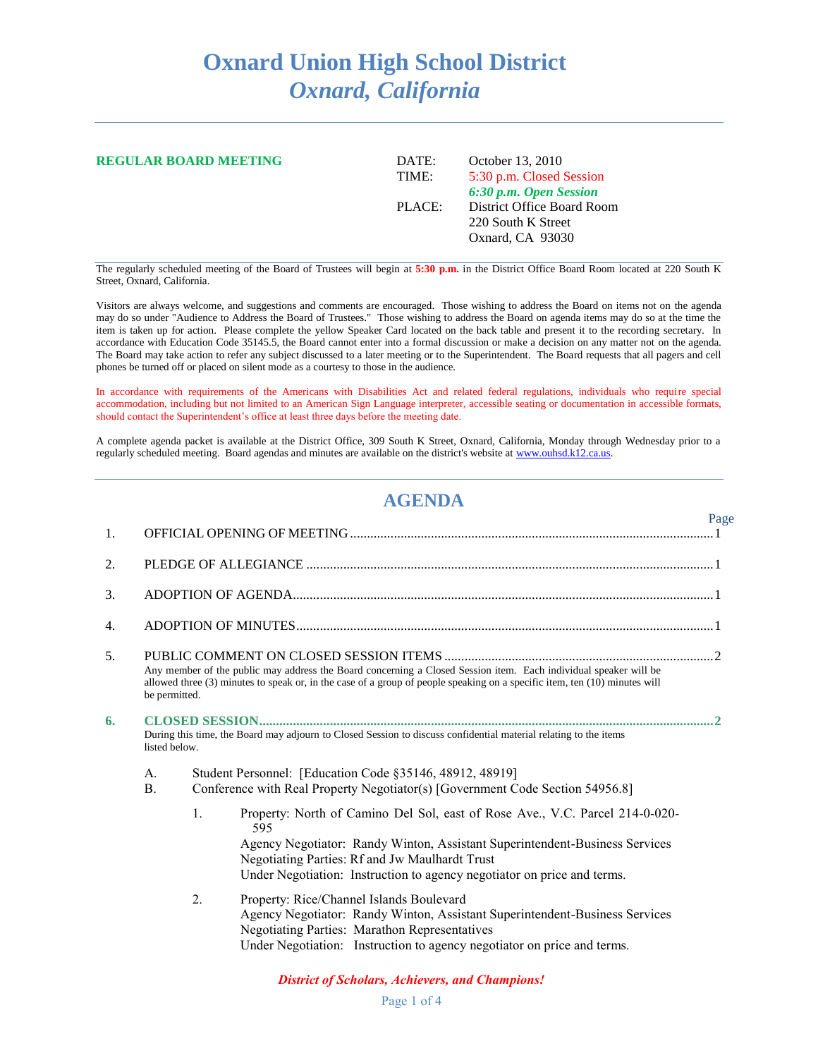# Oxnard Union High School District
## *Oxnard, California*

**REGULAR BOARD MEETING**

| | |
|---|---|
| DATE: | October 13, 2010 |
| TIME: | 5:30 p.m. Closed Session |
| | ***6:30 p.m. Open Session*** |
| PLACE: | District Office Board Room |
| | 220 South K Street |
| | Oxnard, CA 93030 |

The regularly scheduled meeting of the Board of Trustees will begin at **5:30 p.m.** in the District Office Board Room located at 220 South K Street, Oxnard, California.

Visitors are always welcome, and suggestions and comments are encouraged. Those wishing to address the Board on items not on the agenda may do so under "Audience to Address the Board of Trustees." Those wishing to address the Board on agenda items may do so at the time the item is taken up for action. Please complete the yellow Speaker Card located on the back table and present it to the recording secretary. In accordance with Education Code 35145.5, the Board cannot enter into a formal discussion or make a decision on any matter not on the agenda. The Board may take action to refer any subject discussed to a later meeting or to the Superintendent. The Board requests that all pagers and cell phones be turned off or placed on silent mode as a courtesy to those in the audience.

In accordance with requirements of the Americans with Disabilities Act and related federal regulations, individuals who require special accommodation, including but not limited to an American Sign Language interpreter, accessible seating or documentation in accessible formats, should contact the Superintendent's office at least three days before the meeting date.

A complete agenda packet is available at the District Office, 309 South K Street, Oxnard, California, Monday through Wednesday prior to a regularly scheduled meeting. Board agendas and minutes are available on the district's website at www.ouhsd.k12.ca.us.

## AGENDA

| | | Page |
|---|---|---|
| 1. | OFFICIAL OPENING OF MEETING | 1 |
| 2. | PLEDGE OF ALLEGIANCE | 1 |
| 3. | ADOPTION OF AGENDA | 1 |
| 4. | ADOPTION OF MINUTES | 1 |
| 5. | PUBLIC COMMENT ON CLOSED SESSION ITEMS | 2 |
| 6. | **CLOSED SESSION** | 2 |

5. PUBLIC COMMENT ON CLOSED SESSION ITEMS — Any member of the public may address the Board concerning a Closed Session item. Each individual speaker will be allowed three (3) minutes to speak or, in the case of a group of people speaking on a specific item, ten (10) minutes will be permitted.

6. **CLOSED SESSION** — During this time, the Board may adjourn to Closed Session to discuss confidential material relating to the items listed below.

   A. Student Personnel: [Education Code §35146, 48912, 48919]

   B. Conference with Real Property Negotiator(s) [Government Code Section 54956.8]

      1. Property: North of Camino Del Sol, east of Rose Ave., V.C. Parcel 214-0-020-595
         Agency Negotiator: Randy Winton, Assistant Superintendent-Business Services
         Negotiating Parties: Rf and Jw Maulhardt Trust
         Under Negotiation: Instruction to agency negotiator on price and terms.

      2. Property: Rice/Channel Islands Boulevard
         Agency Negotiator: Randy Winton, Assistant Superintendent-Business Services
         Negotiating Parties: Marathon Representatives
         Under Negotiation: Instruction to agency negotiator on price and terms.

*District of Scholars, Achievers, and Champions!*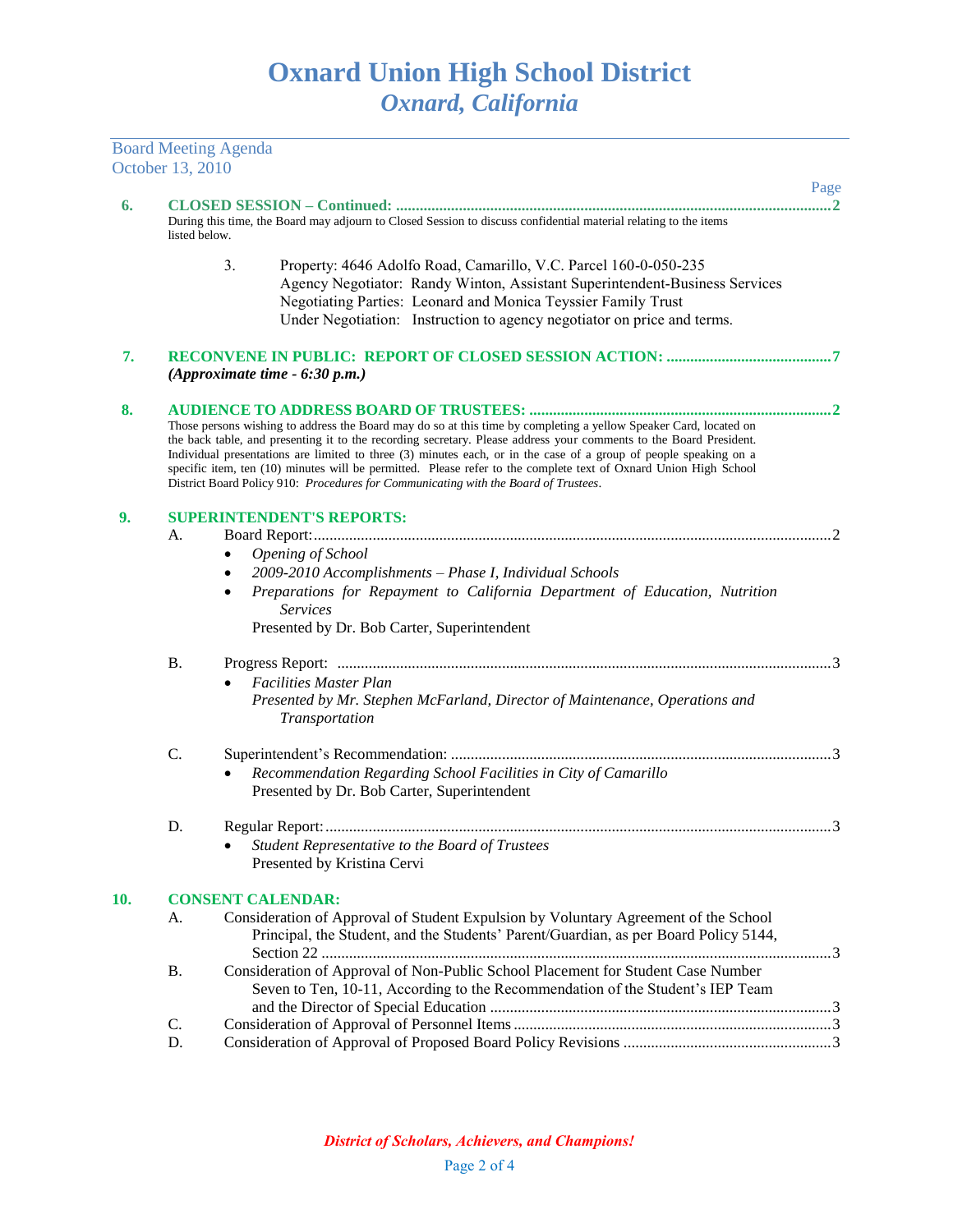Board Meeting Agenda
October 13, 2010

Page

**6. CLOSED SESSION – Continued: ....................2**

During this time, the Board may adjourn to Closed Session to discuss confidential material relating to the items listed below.

3. Property: 4646 Adolfo Road, Camarillo, V.C. Parcel 160-0-050-235
   Agency Negotiator: Randy Winton, Assistant Superintendent-Business Services
   Negotiating Parties: Leonard and Monica Teyssier Family Trust
   Under Negotiation: Instruction to agency negotiator on price and terms.

**7. RECONVENE IN PUBLIC: REPORT OF CLOSED SESSION ACTION: ....................7**

***(Approximate time - 6:30 p.m.)***

**8. AUDIENCE TO ADDRESS BOARD OF TRUSTEES: ....................2**

Those persons wishing to address the Board may do so at this time by completing a yellow Speaker Card, located on the back table, and presenting it to the recording secretary. Please address your comments to the Board President. Individual presentations are limited to three (3) minutes each, or in the case of a group of people speaking on a specific item, ten (10) minutes will be permitted. Please refer to the complete text of Oxnard Union High School District Board Policy 910: *Procedures for Communicating with the Board of Trustees*.

**9. SUPERINTENDENT'S REPORTS:**

A. Board Report: ....................2
- *Opening of School*
- *2009-2010 Accomplishments – Phase I, Individual Schools*
- *Preparations for Repayment to California Department of Education, Nutrition Services*

Presented by Dr. Bob Carter, Superintendent

B. Progress Report: ....................3
- *Facilities Master Plan*
  *Presented by Mr. Stephen McFarland, Director of Maintenance, Operations and Transportation*

C. Superintendent's Recommendation: ....................3
- *Recommendation Regarding School Facilities in City of Camarillo*
  Presented by Dr. Bob Carter, Superintendent

D. Regular Report: ....................3
- *Student Representative to the Board of Trustees*
  Presented by Kristina Cervi

**10. CONSENT CALENDAR:**

A. Consideration of Approval of Student Expulsion by Voluntary Agreement of the School Principal, the Student, and the Students' Parent/Guardian, as per Board Policy 5144, Section 22 ....................3

B. Consideration of Approval of Non-Public School Placement for Student Case Number Seven to Ten, 10-11, According to the Recommendation of the Student's IEP Team and the Director of Special Education ....................3

C. Consideration of Approval of Personnel Items ....................3

D. Consideration of Approval of Proposed Board Policy Revisions ....................3

*District of Scholars, Achievers, and Champions!*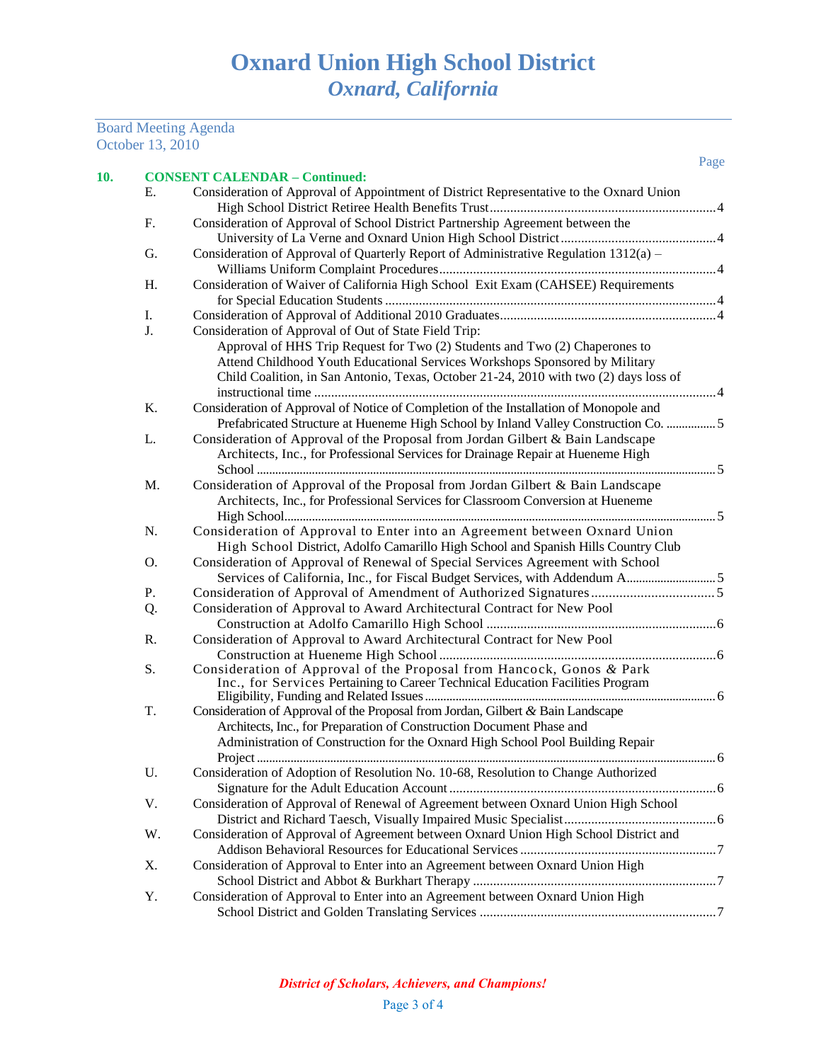# Oxnard Union High School District
## *Oxnard, California*

Board Meeting Agenda
October 13, 2010

Page

**10. CONSENT CALENDAR – Continued:**

- E. Consideration of Approval of Appointment of District Representative to the Oxnard Union High School District Retiree Health Benefits Trust .......... 4
- F. Consideration of Approval of School District Partnership Agreement between the University of La Verne and Oxnard Union High School District .......... 4
- G. Consideration of Approval of Quarterly Report of Administrative Regulation 1312(a) – Williams Uniform Complaint Procedures .......... 4
- H. Consideration of Waiver of California High School Exit Exam (CAHSEE) Requirements for Special Education Students .......... 4
- I. Consideration of Approval of Additional 2010 Graduates .......... 4
- J. Consideration of Approval of Out of State Field Trip: Approval of HHS Trip Request for Two (2) Students and Two (2) Chaperones to Attend Childhood Youth Educational Services Workshops Sponsored by Military Child Coalition, in San Antonio, Texas, October 21-24, 2010 with two (2) days loss of instructional time .......... 4
- K. Consideration of Approval of Notice of Completion of the Installation of Monopole and Prefabricated Structure at Hueneme High School by Inland Valley Construction Co. .......... 5
- L. Consideration of Approval of the Proposal from Jordan Gilbert & Bain Landscape Architects, Inc., for Professional Services for Drainage Repair at Hueneme High School .......... 5
- M. Consideration of Approval of the Proposal from Jordan Gilbert & Bain Landscape Architects, Inc., for Professional Services for Classroom Conversion at Hueneme High School .......... 5
- N. Consideration of Approval to Enter into an Agreement between Oxnard Union High School District, Adolfo Camarillo High School and Spanish Hills Country Club
- O. Consideration of Approval of Renewal of Special Services Agreement with School Services of California, Inc., for Fiscal Budget Services, with Addendum A .......... 5
- P. Consideration of Approval of Amendment of Authorized Signatures .......... 5
- Q. Consideration of Approval to Award Architectural Contract for New Pool Construction at Adolfo Camarillo High School .......... 6
- R. Consideration of Approval to Award Architectural Contract for New Pool Construction at Hueneme High School .......... 6
- S. Consideration of Approval of the Proposal from Hancock, Gonos & Park Inc., for Services Pertaining to Career Technical Education Facilities Program Eligibility, Funding and Related Issues .......... 6
- T. Consideration of Approval of the Proposal from Jordan, Gilbert & Bain Landscape Architects, Inc., for Preparation of Construction Document Phase and Administration of Construction for the Oxnard High School Pool Building Repair Project .......... 6
- U. Consideration of Adoption of Resolution No. 10-68, Resolution to Change Authorized Signature for the Adult Education Account .......... 6
- V. Consideration of Approval of Renewal of Agreement between Oxnard Union High School District and Richard Taesch, Visually Impaired Music Specialist .......... 6
- W. Consideration of Approval of Agreement between Oxnard Union High School District and Addison Behavioral Resources for Educational Services .......... 7
- X. Consideration of Approval to Enter into an Agreement between Oxnard Union High School District and Abbot & Burkhart Therapy .......... 7
- Y. Consideration of Approval to Enter into an Agreement between Oxnard Union High School District and Golden Translating Services .......... 7

*District of Scholars, Achievers, and Champions!*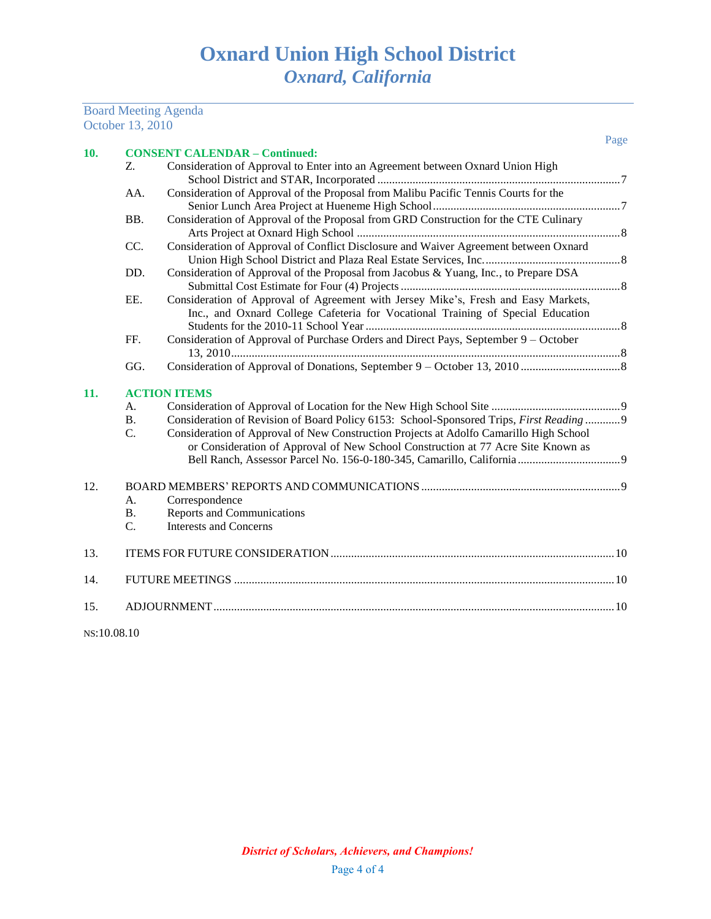# Oxnard Union High School District
## *Oxnard, California*

Board Meeting Agenda
October 13, 2010

| | | | Page |
|---|---|---|---|
| **10.** | **CONSENT CALENDAR – Continued:** | | |
| | Z. | Consideration of Approval to Enter into an Agreement between Oxnard Union High School District and STAR, Incorporated | 7 |
| | AA. | Consideration of Approval of the Proposal from Malibu Pacific Tennis Courts for the Senior Lunch Area Project at Hueneme High School | 7 |
| | BB. | Consideration of Approval of the Proposal from GRD Construction for the CTE Culinary Arts Project at Oxnard High School | 8 |
| | CC. | Consideration of Approval of Conflict Disclosure and Waiver Agreement between Oxnard Union High School District and Plaza Real Estate Services, Inc. | 8 |
| | DD. | Consideration of Approval of the Proposal from Jacobus & Yuang, Inc., to Prepare DSA Submittal Cost Estimate for Four (4) Projects | 8 |
| | EE. | Consideration of Approval of Agreement with Jersey Mike's, Fresh and Easy Markets, Inc., and Oxnard College Cafeteria for Vocational Training of Special Education Students for the 2010-11 School Year | 8 |
| | FF. | Consideration of Approval of Purchase Orders and Direct Pays, September 9 – October 13, 2010 | 8 |
| | GG. | Consideration of Approval of Donations, September 9 – October 13, 2010 | 8 |
| **11.** | **ACTION ITEMS** | | |
| | A. | Consideration of Approval of Location for the New High School Site | 9 |
| | B. | Consideration of Revision of Board Policy 6153: School-Sponsored Trips, *First Reading* | 9 |
| | C. | Consideration of Approval of New Construction Projects at Adolfo Camarillo High School or Consideration of Approval of New School Construction at 77 Acre Site Known as Bell Ranch, Assessor Parcel No. 156-0-180-345, Camarillo, California | 9 |
| 12. | BOARD MEMBERS' REPORTS AND COMMUNICATIONS | | 9 |
| | A. | Correspondence | |
| | B. | Reports and Communications | |
| | C. | Interests and Concerns | |
| 13. | ITEMS FOR FUTURE CONSIDERATION | | 10 |
| 14. | FUTURE MEETINGS | | 10 |
| 15. | ADJOURNMENT | | 10 |

NS:10.08.10

*District of Scholars, Achievers, and Champions!*